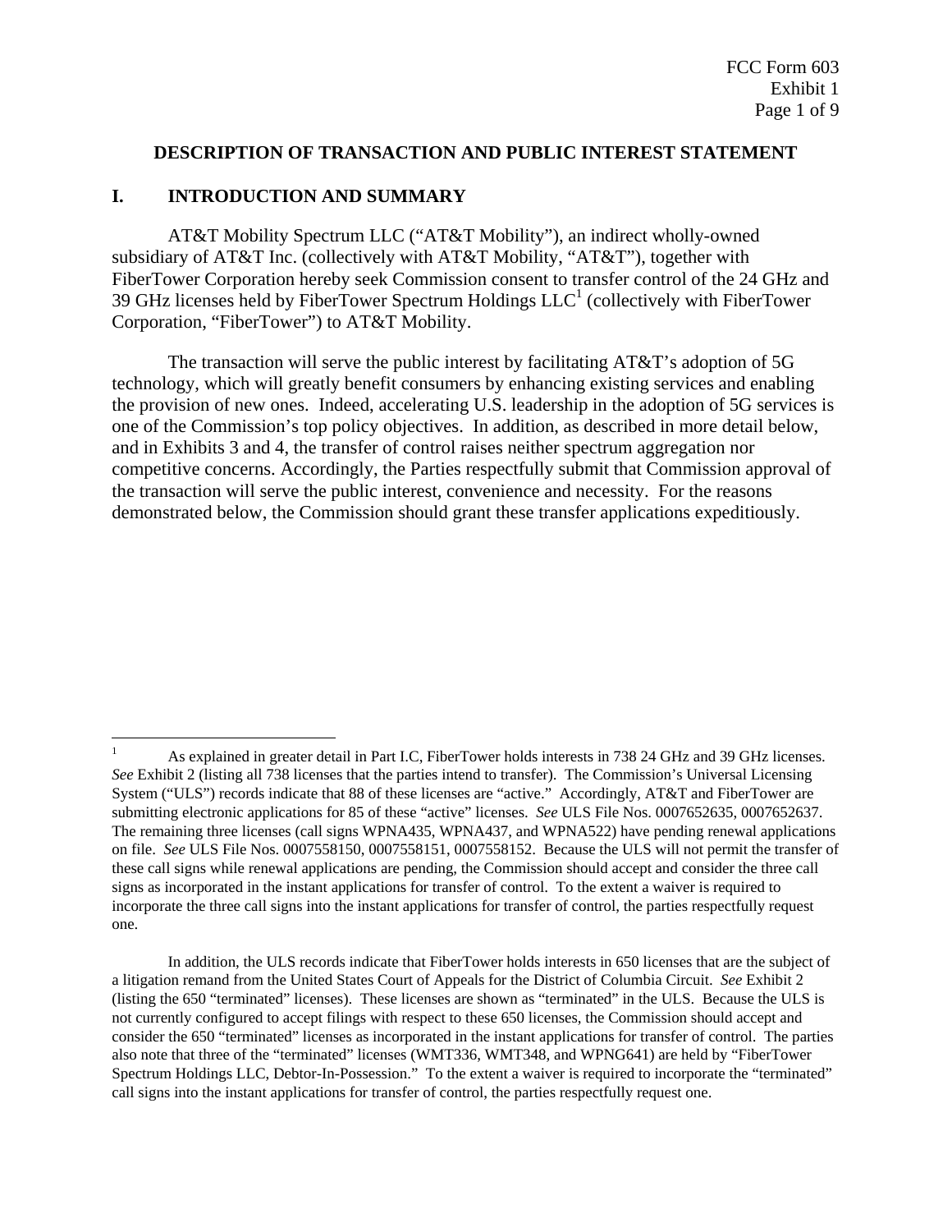## DESCRIPTION OF TRANSACTION AND PUBLIC INTEREST STATEMENT

## I. INTRODUCTION AND SUMMARY

AT&T Mobility Spectrum LLC ("AT&T Mobility"), an indirect wholly-owned subsidiary of AT&T Inc. (collectively with AT&T Mobility, "AT&T"), together with FiberTower Corporation hereby seek Commission consent to transfer control of the 24 GHz and 39 GHz licenses held by FiberTower Spectrum Holdings LLC[1] (collectively with FiberTower Corporation, "FiberTower") to AT&T Mobility.

The transaction will serve the public interest by facilitating AT&T's adoption of 5G technology, which will greatly benefit consumers by enhancing existing services and enabling the provision of new ones. Indeed, accelerating U.S. leadership in the adoption of 5G services is one of the Commission's top policy objectives. In addition, as described in more detail below, and in Exhibits 3 and 4, the transfer of control raises neither spectrum aggregation nor competitive concerns. Accordingly, the Parties respectfully submit that Commission approval of the transaction will serve the public interest, convenience and necessity. For the reasons demonstrated below, the Commission should grant these transfer applications expeditiously.

---

[1] As explained in greater detail in Part I.C, FiberTower holds interests in 738 24 GHz and 39 GHz licenses. *See* Exhibit 2 (listing all 738 licenses that the parties intend to transfer). The Commission's Universal Licensing System ("ULS") records indicate that 88 of these licenses are "active." Accordingly, AT&T and FiberTower are submitting electronic applications for 85 of these "active" licenses. *See* ULS File Nos. 0007652635, 0007652637. The remaining three licenses (call signs WPNA435, WPNA437, and WPNA522) have pending renewal applications on file. *See* ULS File Nos. 0007558150, 0007558151, 0007558152. Because the ULS will not permit the transfer of these call signs while renewal applications are pending, the Commission should accept and consider the three call signs as incorporated in the instant applications for transfer of control. To the extent a waiver is required to incorporate the three call signs into the instant applications for transfer of control, the parties respectfully request one.

In addition, the ULS records indicate that FiberTower holds interests in 650 licenses that are the subject of a litigation remand from the United States Court of Appeals for the District of Columbia Circuit. *See* Exhibit 2 (listing the 650 "terminated" licenses). These licenses are shown as "terminated" in the ULS. Because the ULS is not currently configured to accept filings with respect to these 650 licenses, the Commission should accept and consider the 650 "terminated" licenses as incorporated in the instant applications for transfer of control. The parties also note that three of the "terminated" licenses (WMT336, WMT348, and WPNG641) are held by "FiberTower Spectrum Holdings LLC, Debtor-In-Possession." To the extent a waiver is required to incorporate the "terminated" call signs into the instant applications for transfer of control, the parties respectfully request one.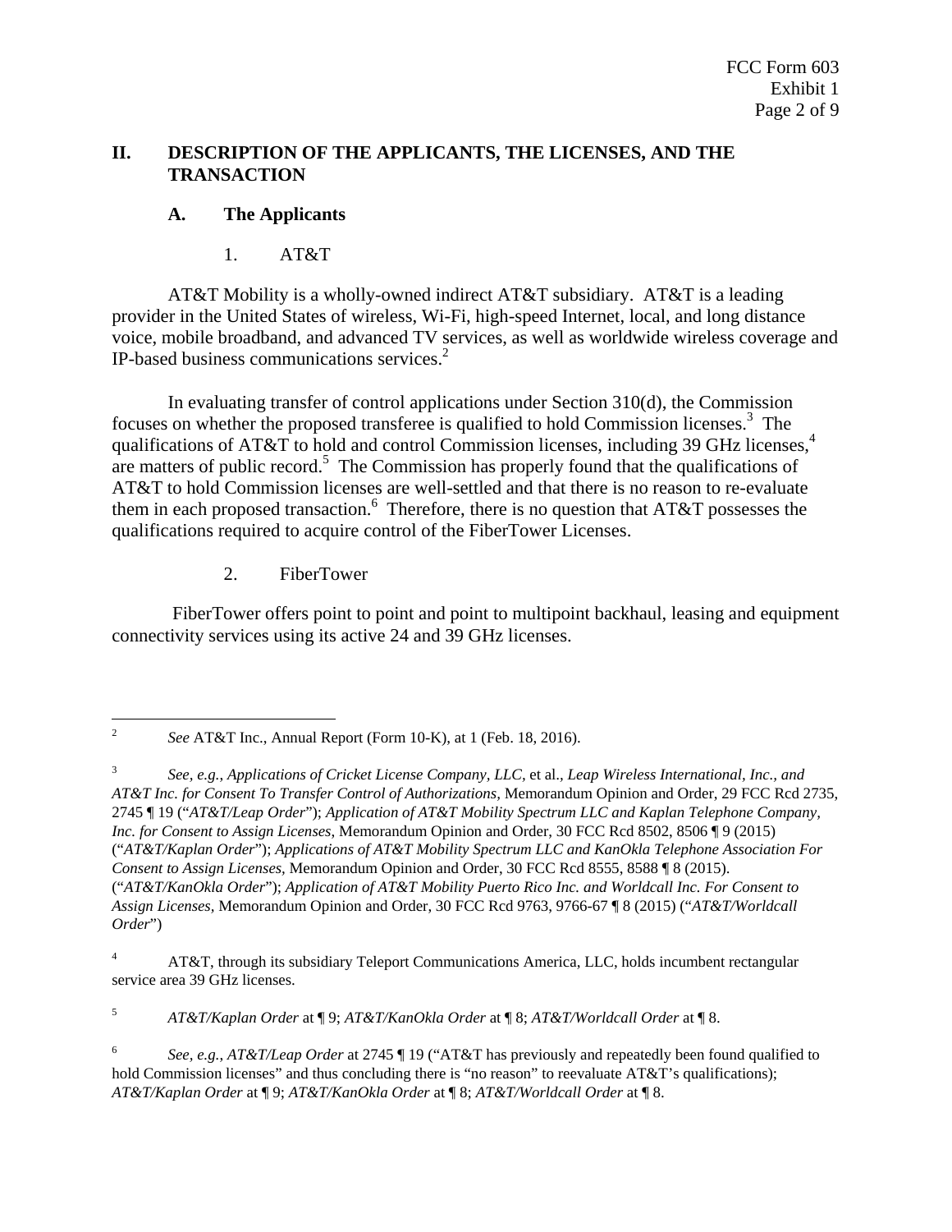## II. DESCRIPTION OF THE APPLICANTS, THE LICENSES, AND THE TRANSACTION

### A. The Applicants

#### 1. AT&T

AT&T Mobility is a wholly-owned indirect AT&T subsidiary. AT&T is a leading provider in the United States of wireless, Wi-Fi, high-speed Internet, local, and long distance voice, mobile broadband, and advanced TV services, as well as worldwide wireless coverage and IP-based business communications services.[2]

In evaluating transfer of control applications under Section 310(d), the Commission focuses on whether the proposed transferee is qualified to hold Commission licenses.[3] The qualifications of AT&T to hold and control Commission licenses, including 39 GHz licenses,[4] are matters of public record.[5] The Commission has properly found that the qualifications of AT&T to hold Commission licenses are well-settled and that there is no reason to re-evaluate them in each proposed transaction.[6] Therefore, there is no question that AT&T possesses the qualifications required to acquire control of the FiberTower Licenses.

#### 2. FiberTower

FiberTower offers point to point and point to multipoint backhaul, leasing and equipment connectivity services using its active 24 and 39 GHz licenses.

---

[2] *See* AT&T Inc., Annual Report (Form 10-K), at 1 (Feb. 18, 2016).

[3] *See, e.g.*, *Applications of Cricket License Company, LLC,* et al., *Leap Wireless International, Inc., and AT&T Inc. for Consent To Transfer Control of Authorizations,* Memorandum Opinion and Order, 29 FCC Rcd 2735, 2745 ¶ 19 ("*AT&T/Leap Order*"); *Application of AT&T Mobility Spectrum LLC and Kaplan Telephone Company, Inc. for Consent to Assign Licenses*, Memorandum Opinion and Order, 30 FCC Rcd 8502, 8506 ¶ 9 (2015) ("*AT&T/Kaplan Order*"); *Applications of AT&T Mobility Spectrum LLC and KanOkla Telephone Association For Consent to Assign Licenses,* Memorandum Opinion and Order, 30 FCC Rcd 8555, 8588 ¶ 8 (2015). ("*AT&T/KanOkla Order*"); *Application of AT&T Mobility Puerto Rico Inc. and Worldcall Inc. For Consent to Assign Licenses,* Memorandum Opinion and Order, 30 FCC Rcd 9763, 9766-67 ¶ 8 (2015) ("*AT&T/Worldcall Order*")

[4] AT&T, through its subsidiary Teleport Communications America, LLC, holds incumbent rectangular service area 39 GHz licenses.

[5] *AT&T/Kaplan Order* at ¶ 9; *AT&T/KanOkla Order* at ¶ 8; *AT&T/Worldcall Order* at ¶ 8.

[6] *See, e.g., AT&T/Leap Order* at 2745 ¶ 19 ("AT&T has previously and repeatedly been found qualified to hold Commission licenses" and thus concluding there is "no reason" to reevaluate AT&T's qualifications); *AT&T/Kaplan Order* at ¶ 9; *AT&T/KanOkla Order* at ¶ 8; *AT&T/Worldcall Order* at ¶ 8.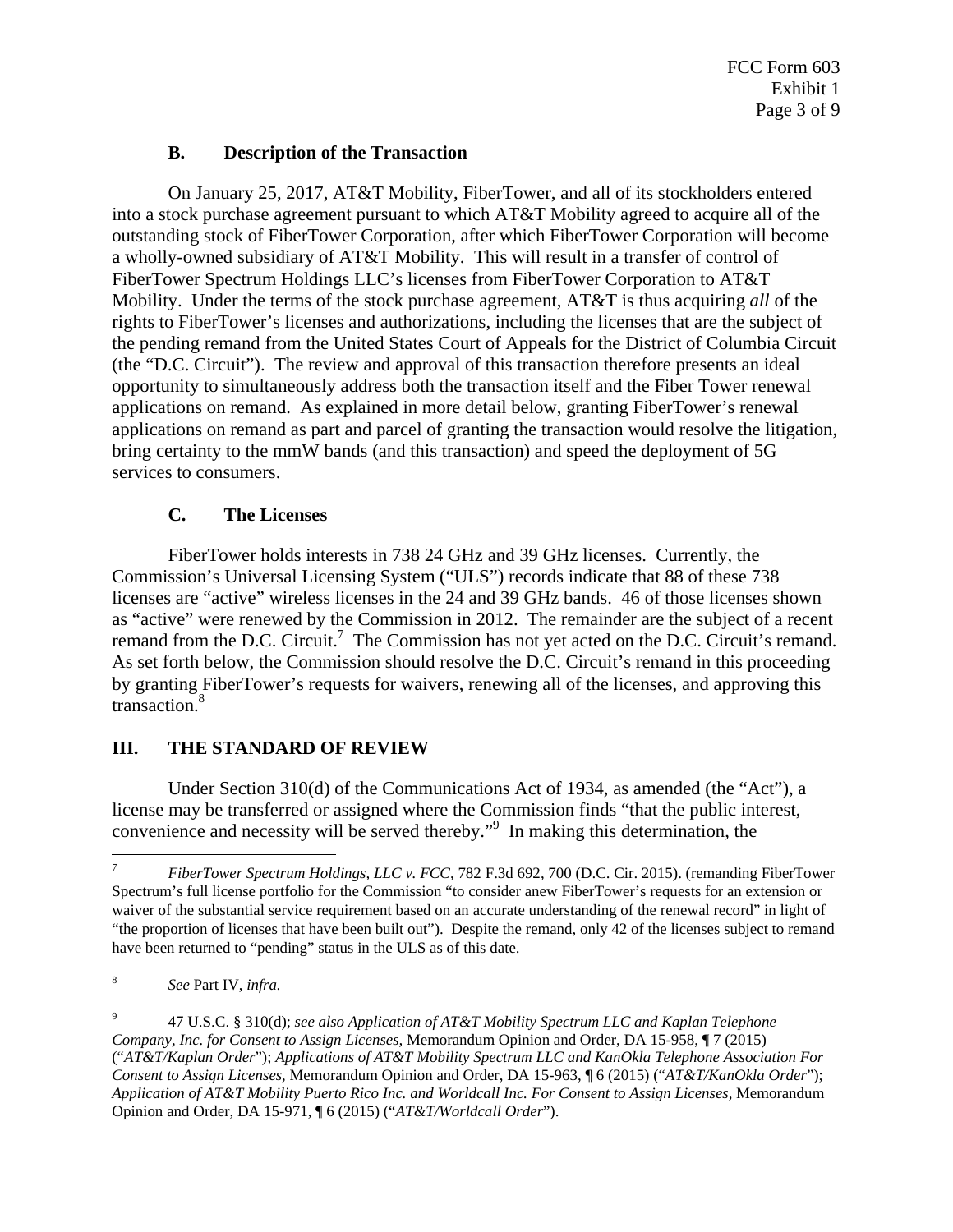### B. Description of the Transaction

On January 25, 2017, AT&T Mobility, FiberTower, and all of its stockholders entered into a stock purchase agreement pursuant to which AT&T Mobility agreed to acquire all of the outstanding stock of FiberTower Corporation, after which FiberTower Corporation will become a wholly-owned subsidiary of AT&T Mobility. This will result in a transfer of control of FiberTower Spectrum Holdings LLC's licenses from FiberTower Corporation to AT&T Mobility. Under the terms of the stock purchase agreement, AT&T is thus acquiring *all* of the rights to FiberTower's licenses and authorizations, including the licenses that are the subject of the pending remand from the United States Court of Appeals for the District of Columbia Circuit (the "D.C. Circuit"). The review and approval of this transaction therefore presents an ideal opportunity to simultaneously address both the transaction itself and the Fiber Tower renewal applications on remand. As explained in more detail below, granting FiberTower's renewal applications on remand as part and parcel of granting the transaction would resolve the litigation, bring certainty to the mmW bands (and this transaction) and speed the deployment of 5G services to consumers.

### C. The Licenses

FiberTower holds interests in 738 24 GHz and 39 GHz licenses. Currently, the Commission's Universal Licensing System ("ULS") records indicate that 88 of these 738 licenses are "active" wireless licenses in the 24 and 39 GHz bands. 46 of those licenses shown as "active" were renewed by the Commission in 2012. The remainder are the subject of a recent remand from the D.C. Circuit.[7] The Commission has not yet acted on the D.C. Circuit's remand. As set forth below, the Commission should resolve the D.C. Circuit's remand in this proceeding by granting FiberTower's requests for waivers, renewing all of the licenses, and approving this transaction.[8]

## III. THE STANDARD OF REVIEW

Under Section 310(d) of the Communications Act of 1934, as amended (the "Act"), a license may be transferred or assigned where the Commission finds "that the public interest, convenience and necessity will be served thereby."[9] In making this determination, the

---

[7] *FiberTower Spectrum Holdings, LLC v. FCC*, 782 F.3d 692, 700 (D.C. Cir. 2015). (remanding FiberTower Spectrum's full license portfolio for the Commission "to consider anew FiberTower's requests for an extension or waiver of the substantial service requirement based on an accurate understanding of the renewal record" in light of "the proportion of licenses that have been built out"). Despite the remand, only 42 of the licenses subject to remand have been returned to "pending" status in the ULS as of this date.

[8] *See* Part IV, *infra.*

[9] 47 U.S.C. § 310(d); *see also Application of AT&T Mobility Spectrum LLC and Kaplan Telephone Company, Inc. for Consent to Assign Licenses*, Memorandum Opinion and Order, DA 15-958, ¶ 7 (2015) ("*AT&T/Kaplan Order*"); *Applications of AT&T Mobility Spectrum LLC and KanOkla Telephone Association For Consent to Assign Licenses,* Memorandum Opinion and Order, DA 15-963, ¶ 6 (2015) ("*AT&T/KanOkla Order*"); *Application of AT&T Mobility Puerto Rico Inc. and Worldcall Inc. For Consent to Assign Licenses,* Memorandum Opinion and Order, DA 15-971, ¶ 6 (2015) ("*AT&T/Worldcall Order*").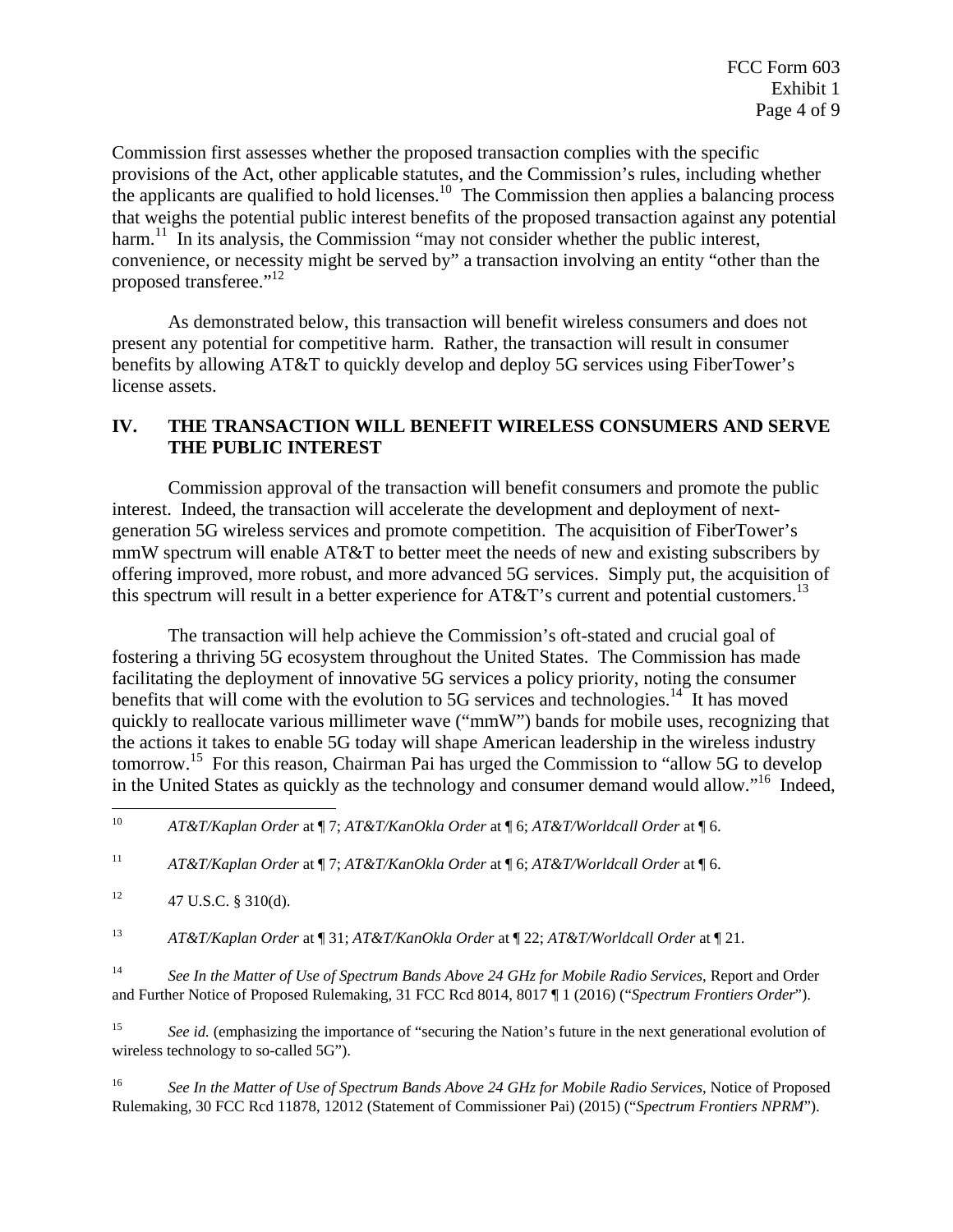Commission first assesses whether the proposed transaction complies with the specific provisions of the Act, other applicable statutes, and the Commission's rules, including whether the applicants are qualified to hold licenses.[10] The Commission then applies a balancing process that weighs the potential public interest benefits of the proposed transaction against any potential harm.[11] In its analysis, the Commission "may not consider whether the public interest, convenience, or necessity might be served by" a transaction involving an entity "other than the proposed transferee."[12]

As demonstrated below, this transaction will benefit wireless consumers and does not present any potential for competitive harm. Rather, the transaction will result in consumer benefits by allowing AT&T to quickly develop and deploy 5G services using FiberTower's license assets.

## IV. THE TRANSACTION WILL BENEFIT WIRELESS CONSUMERS AND SERVE THE PUBLIC INTEREST

Commission approval of the transaction will benefit consumers and promote the public interest. Indeed, the transaction will accelerate the development and deployment of next-generation 5G wireless services and promote competition. The acquisition of FiberTower's mmW spectrum will enable AT&T to better meet the needs of new and existing subscribers by offering improved, more robust, and more advanced 5G services. Simply put, the acquisition of this spectrum will result in a better experience for AT&T's current and potential customers.[13]

The transaction will help achieve the Commission's oft-stated and crucial goal of fostering a thriving 5G ecosystem throughout the United States. The Commission has made facilitating the deployment of innovative 5G services a policy priority, noting the consumer benefits that will come with the evolution to 5G services and technologies.[14] It has moved quickly to reallocate various millimeter wave ("mmW") bands for mobile uses, recognizing that the actions it takes to enable 5G today will shape American leadership in the wireless industry tomorrow.[15] For this reason, Chairman Pai has urged the Commission to "allow 5G to develop in the United States as quickly as the technology and consumer demand would allow."[16] Indeed,

---

[10] *AT&T/Kaplan Order* at ¶ 7; *AT&T/KanOkla Order* at ¶ 6; *AT&T/Worldcall Order* at ¶ 6.

[11] *AT&T/Kaplan Order* at ¶ 7; *AT&T/KanOkla Order* at ¶ 6; *AT&T/Worldcall Order* at ¶ 6.

[12] 47 U.S.C. § 310(d).

[13] *AT&T/Kaplan Order* at ¶ 31; *AT&T/KanOkla Order* at ¶ 22; *AT&T/Worldcall Order* at ¶ 21.

[14] *See In the Matter of Use of Spectrum Bands Above 24 GHz for Mobile Radio Services*, Report and Order and Further Notice of Proposed Rulemaking, 31 FCC Rcd 8014, 8017 ¶ 1 (2016) ("*Spectrum Frontiers Order*").

[15] *See id.* (emphasizing the importance of "securing the Nation's future in the next generational evolution of wireless technology to so-called 5G").

[16] *See In the Matter of Use of Spectrum Bands Above 24 GHz for Mobile Radio Services*, Notice of Proposed Rulemaking, 30 FCC Rcd 11878, 12012 (Statement of Commissioner Pai) (2015) ("*Spectrum Frontiers NPRM*").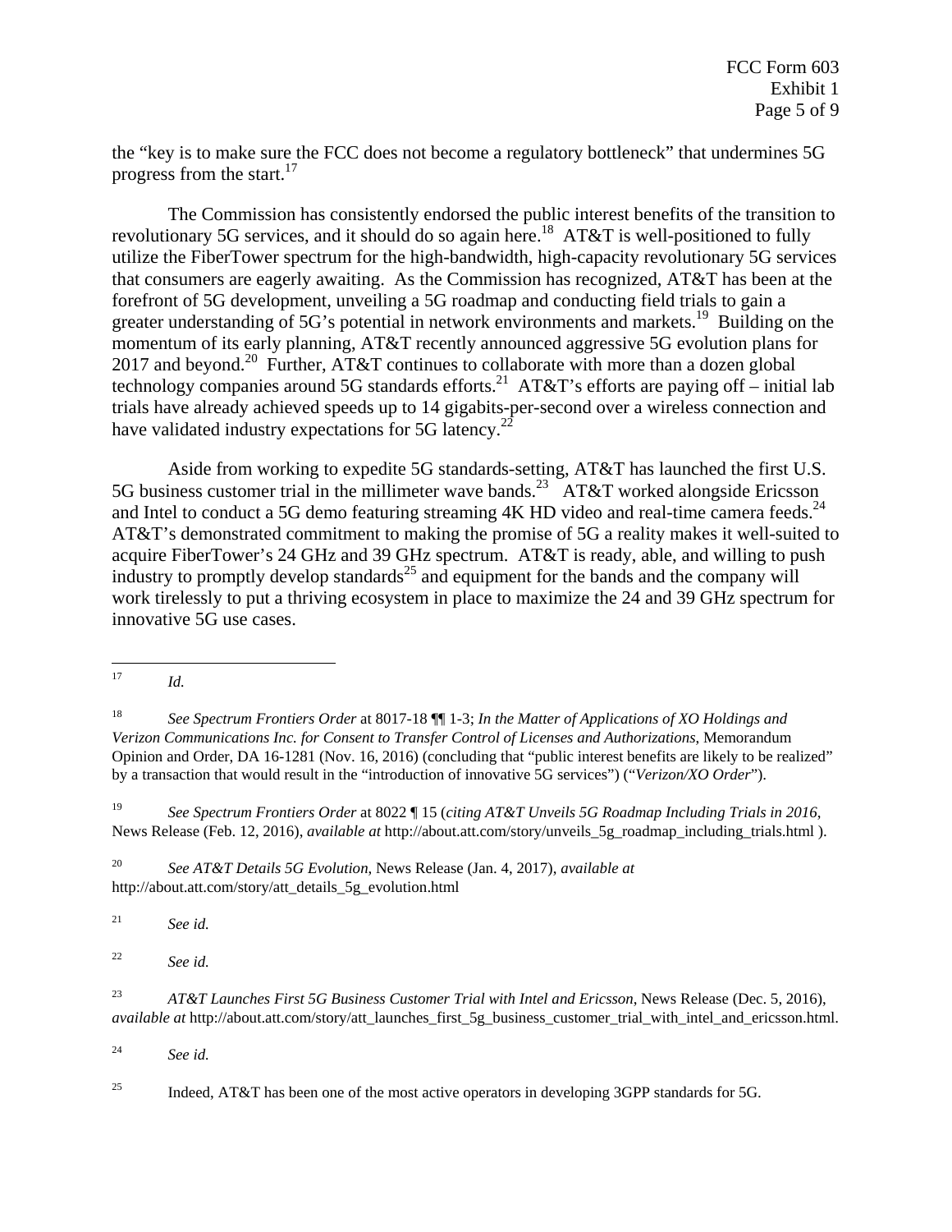the "key is to make sure the FCC does not become a regulatory bottleneck" that undermines 5G progress from the start.[17]

The Commission has consistently endorsed the public interest benefits of the transition to revolutionary 5G services, and it should do so again here.[18] AT&T is well-positioned to fully utilize the FiberTower spectrum for the high-bandwidth, high-capacity revolutionary 5G services that consumers are eagerly awaiting. As the Commission has recognized, AT&T has been at the forefront of 5G development, unveiling a 5G roadmap and conducting field trials to gain a greater understanding of 5G's potential in network environments and markets.[19] Building on the momentum of its early planning, AT&T recently announced aggressive 5G evolution plans for 2017 and beyond.[20] Further, AT&T continues to collaborate with more than a dozen global technology companies around 5G standards efforts.[21] AT&T's efforts are paying off – initial lab trials have already achieved speeds up to 14 gigabits-per-second over a wireless connection and have validated industry expectations for 5G latency.[22]

Aside from working to expedite 5G standards-setting, AT&T has launched the first U.S. 5G business customer trial in the millimeter wave bands.[23] AT&T worked alongside Ericsson and Intel to conduct a 5G demo featuring streaming 4K HD video and real-time camera feeds.[24] AT&T's demonstrated commitment to making the promise of 5G a reality makes it well-suited to acquire FiberTower's 24 GHz and 39 GHz spectrum. AT&T is ready, able, and willing to push industry to promptly develop standards[25] and equipment for the bands and the company will work tirelessly to put a thriving ecosystem in place to maximize the 24 and 39 GHz spectrum for innovative 5G use cases.

---

[17] *Id.*

[18] *See Spectrum Frontiers Order* at 8017-18 ¶¶ 1-3; *In the Matter of Applications of XO Holdings and Verizon Communications Inc. for Consent to Transfer Control of Licenses and Authorizations*, Memorandum Opinion and Order, DA 16-1281 (Nov. 16, 2016) (concluding that "public interest benefits are likely to be realized" by a transaction that would result in the "introduction of innovative 5G services") ("*Verizon/XO Order*").

[19] *See Spectrum Frontiers Order* at 8022 ¶ 15 (*citing AT&T Unveils 5G Roadmap Including Trials in 2016*, News Release (Feb. 12, 2016), *available at* http://about.att.com/story/unveils_5g_roadmap_including_trials.html ).

[20] *See AT&T Details 5G Evolution*, News Release (Jan. 4, 2017), *available at* http://about.att.com/story/att_details_5g_evolution.html

[21] *See id.*

[22] *See id.*

[23] *AT&T Launches First 5G Business Customer Trial with Intel and Ericsson*, News Release (Dec. 5, 2016), *available at* http://about.att.com/story/att_launches_first_5g_business_customer_trial_with_intel_and_ericsson.html.

[24] *See id.*

[25] Indeed, AT&T has been one of the most active operators in developing 3GPP standards for 5G.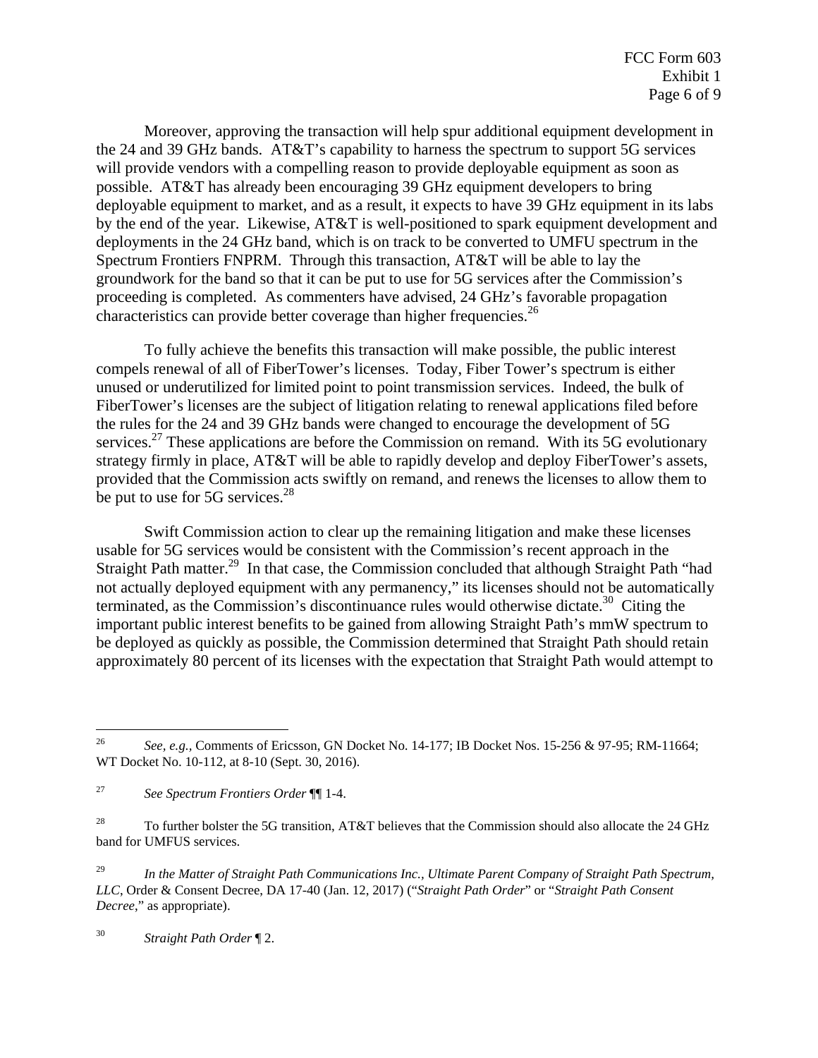Moreover, approving the transaction will help spur additional equipment development in the 24 and 39 GHz bands. AT&T's capability to harness the spectrum to support 5G services will provide vendors with a compelling reason to provide deployable equipment as soon as possible. AT&T has already been encouraging 39 GHz equipment developers to bring deployable equipment to market, and as a result, it expects to have 39 GHz equipment in its labs by the end of the year. Likewise, AT&T is well-positioned to spark equipment development and deployments in the 24 GHz band, which is on track to be converted to UMFU spectrum in the Spectrum Frontiers FNPRM. Through this transaction, AT&T will be able to lay the groundwork for the band so that it can be put to use for 5G services after the Commission's proceeding is completed. As commenters have advised, 24 GHz's favorable propagation characteristics can provide better coverage than higher frequencies.[26]

To fully achieve the benefits this transaction will make possible, the public interest compels renewal of all of FiberTower's licenses. Today, Fiber Tower's spectrum is either unused or underutilized for limited point to point transmission services. Indeed, the bulk of FiberTower's licenses are the subject of litigation relating to renewal applications filed before the rules for the 24 and 39 GHz bands were changed to encourage the development of 5G services.[27] These applications are before the Commission on remand. With its 5G evolutionary strategy firmly in place, AT&T will be able to rapidly develop and deploy FiberTower's assets, provided that the Commission acts swiftly on remand, and renews the licenses to allow them to be put to use for 5G services.[28]

Swift Commission action to clear up the remaining litigation and make these licenses usable for 5G services would be consistent with the Commission's recent approach in the Straight Path matter.[29] In that case, the Commission concluded that although Straight Path "had not actually deployed equipment with any permanency," its licenses should not be automatically terminated, as the Commission's discontinuance rules would otherwise dictate.[30] Citing the important public interest benefits to be gained from allowing Straight Path's mmW spectrum to be deployed as quickly as possible, the Commission determined that Straight Path should retain approximately 80 percent of its licenses with the expectation that Straight Path would attempt to

---

[26] *See, e.g.*, Comments of Ericsson, GN Docket No. 14-177; IB Docket Nos. 15-256 & 97-95; RM-11664; WT Docket No. 10-112, at 8-10 (Sept. 30, 2016).

[27] *See Spectrum Frontiers Order* ¶¶ 1-4.

[28] To further bolster the 5G transition, AT&T believes that the Commission should also allocate the 24 GHz band for UMFUS services.

[29] *In the Matter of Straight Path Communications Inc., Ultimate Parent Company of Straight Path Spectrum, LLC*, Order & Consent Decree, DA 17-40 (Jan. 12, 2017) ("*Straight Path Order*" or "*Straight Path Consent Decree*," as appropriate).

[30] *Straight Path Order* ¶ 2.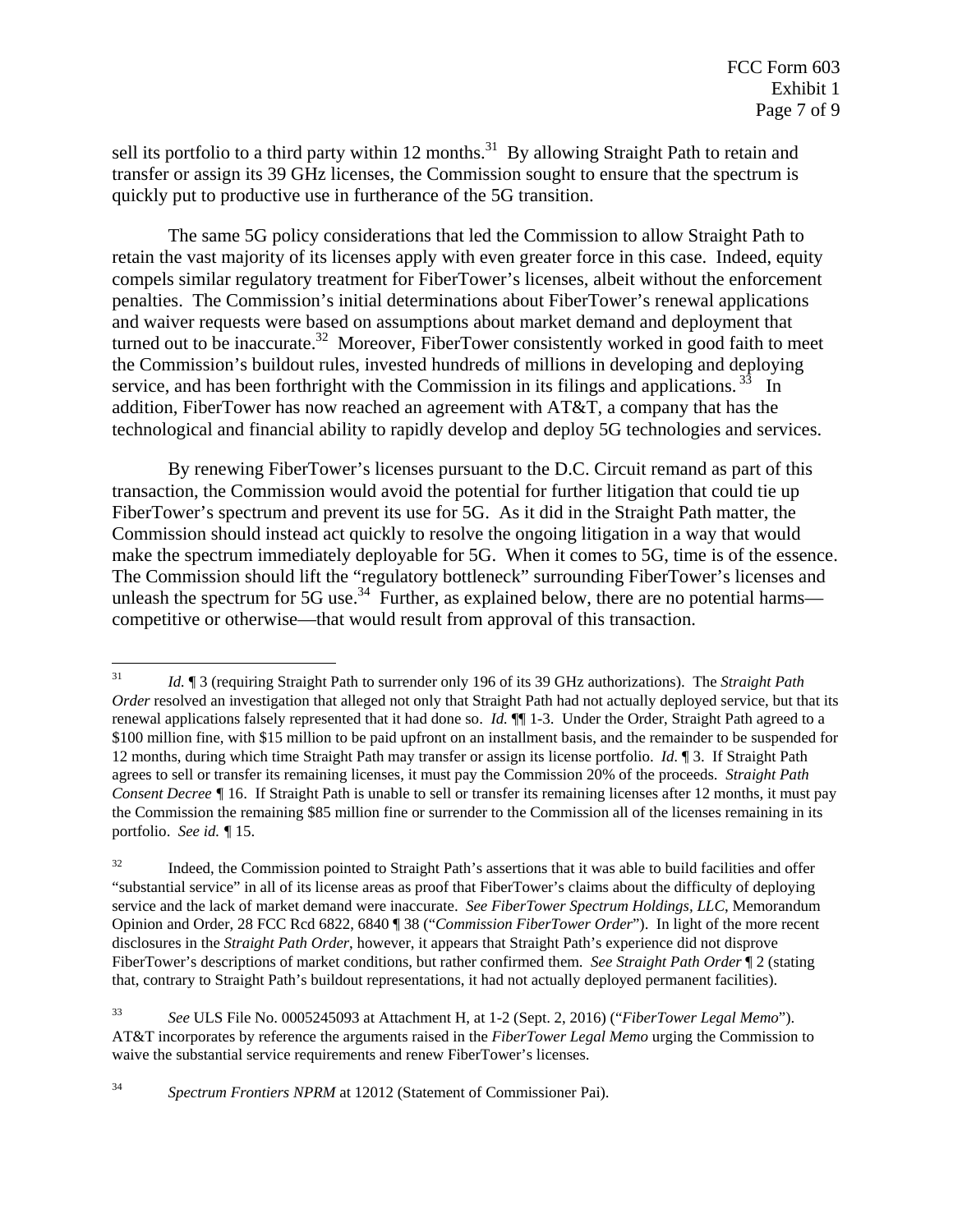sell its portfolio to a third party within 12 months.[31] By allowing Straight Path to retain and transfer or assign its 39 GHz licenses, the Commission sought to ensure that the spectrum is quickly put to productive use in furtherance of the 5G transition.

The same 5G policy considerations that led the Commission to allow Straight Path to retain the vast majority of its licenses apply with even greater force in this case. Indeed, equity compels similar regulatory treatment for FiberTower's licenses, albeit without the enforcement penalties. The Commission's initial determinations about FiberTower's renewal applications and waiver requests were based on assumptions about market demand and deployment that turned out to be inaccurate.[32] Moreover, FiberTower consistently worked in good faith to meet the Commission's buildout rules, invested hundreds of millions in developing and deploying service, and has been forthright with the Commission in its filings and applications.[33] In addition, FiberTower has now reached an agreement with AT&T, a company that has the technological and financial ability to rapidly develop and deploy 5G technologies and services.

By renewing FiberTower's licenses pursuant to the D.C. Circuit remand as part of this transaction, the Commission would avoid the potential for further litigation that could tie up FiberTower's spectrum and prevent its use for 5G. As it did in the Straight Path matter, the Commission should instead act quickly to resolve the ongoing litigation in a way that would make the spectrum immediately deployable for 5G. When it comes to 5G, time is of the essence. The Commission should lift the "regulatory bottleneck" surrounding FiberTower's licenses and unleash the spectrum for 5G use.[34] Further, as explained below, there are no potential harms—competitive or otherwise—that would result from approval of this transaction.

---

[31] *Id.* ¶ 3 (requiring Straight Path to surrender only 196 of its 39 GHz authorizations). The *Straight Path Order* resolved an investigation that alleged not only that Straight Path had not actually deployed service, but that its renewal applications falsely represented that it had done so. *Id.* ¶¶ 1-3. Under the Order, Straight Path agreed to a $100 million fine, with $15 million to be paid upfront on an installment basis, and the remainder to be suspended for 12 months, during which time Straight Path may transfer or assign its license portfolio. *Id.* ¶ 3. If Straight Path agrees to sell or transfer its remaining licenses, it must pay the Commission 20% of the proceeds. *Straight Path Consent Decree* ¶ 16. If Straight Path is unable to sell or transfer its remaining licenses after 12 months, it must pay the Commission the remaining $85 million fine or surrender to the Commission all of the licenses remaining in its portfolio. *See id.* ¶ 15.

[32] Indeed, the Commission pointed to Straight Path's assertions that it was able to build facilities and offer "substantial service" in all of its license areas as proof that FiberTower's claims about the difficulty of deploying service and the lack of market demand were inaccurate. *See FiberTower Spectrum Holdings, LLC*, Memorandum Opinion and Order, 28 FCC Rcd 6822, 6840 ¶ 38 ("*Commission FiberTower Order*"). In light of the more recent disclosures in the *Straight Path Order*, however, it appears that Straight Path's experience did not disprove FiberTower's descriptions of market conditions, but rather confirmed them. *See Straight Path Order* ¶ 2 (stating that, contrary to Straight Path's buildout representations, it had not actually deployed permanent facilities).

[33] *See* ULS File No. 0005245093 at Attachment H, at 1-2 (Sept. 2, 2016) ("*FiberTower Legal Memo*"). AT&T incorporates by reference the arguments raised in the *FiberTower Legal Memo* urging the Commission to waive the substantial service requirements and renew FiberTower's licenses.

[34] *Spectrum Frontiers NPRM* at 12012 (Statement of Commissioner Pai).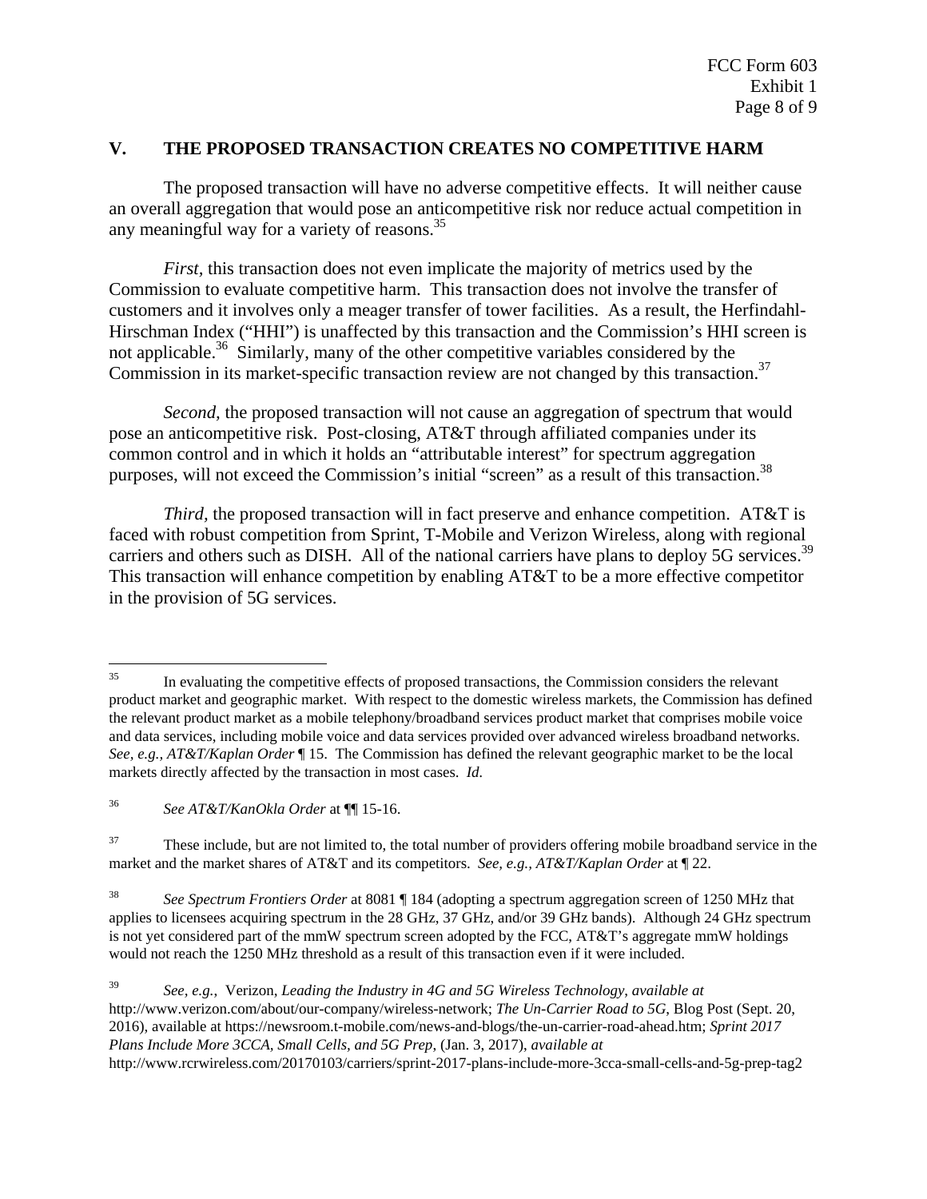## V. THE PROPOSED TRANSACTION CREATES NO COMPETITIVE HARM

The proposed transaction will have no adverse competitive effects. It will neither cause an overall aggregation that would pose an anticompetitive risk nor reduce actual competition in any meaningful way for a variety of reasons.[35]

*First*, this transaction does not even implicate the majority of metrics used by the Commission to evaluate competitive harm. This transaction does not involve the transfer of customers and it involves only a meager transfer of tower facilities. As a result, the Herfindahl-Hirschman Index ("HHI") is unaffected by this transaction and the Commission's HHI screen is not applicable.[36] Similarly, many of the other competitive variables considered by the Commission in its market-specific transaction review are not changed by this transaction.[37]

*Second*, the proposed transaction will not cause an aggregation of spectrum that would pose an anticompetitive risk. Post-closing, AT&T through affiliated companies under its common control and in which it holds an "attributable interest" for spectrum aggregation purposes, will not exceed the Commission's initial "screen" as a result of this transaction.[38]

*Third*, the proposed transaction will in fact preserve and enhance competition. AT&T is faced with robust competition from Sprint, T-Mobile and Verizon Wireless, along with regional carriers and others such as DISH. All of the national carriers have plans to deploy 5G services.[39] This transaction will enhance competition by enabling AT&T to be a more effective competitor in the provision of 5G services.

---

[35] In evaluating the competitive effects of proposed transactions, the Commission considers the relevant product market and geographic market. With respect to the domestic wireless markets, the Commission has defined the relevant product market as a mobile telephony/broadband services product market that comprises mobile voice and data services, including mobile voice and data services provided over advanced wireless broadband networks. *See, e.g., AT&T/Kaplan Order* ¶ 15. The Commission has defined the relevant geographic market to be the local markets directly affected by the transaction in most cases. *Id.*

[36] *See AT&T/KanOkla Order* at ¶¶ 15-16.

[37] These include, but are not limited to, the total number of providers offering mobile broadband service in the market and the market shares of AT&T and its competitors. *See, e.g., AT&T/Kaplan Order* at ¶ 22.

[38] *See Spectrum Frontiers Order* at 8081 ¶ 184 (adopting a spectrum aggregation screen of 1250 MHz that applies to licensees acquiring spectrum in the 28 GHz, 37 GHz, and/or 39 GHz bands). Although 24 GHz spectrum is not yet considered part of the mmW spectrum screen adopted by the FCC, AT&T's aggregate mmW holdings would not reach the 1250 MHz threshold as a result of this transaction even if it were included.

[39] *See, e.g.,* Verizon, *Leading the Industry in 4G and 5G Wireless Technology*, *available at* http://www.verizon.com/about/our-company/wireless-network; *The Un-Carrier Road to 5G*, Blog Post (Sept. 20, 2016), available at https://newsroom.t-mobile.com/news-and-blogs/the-un-carrier-road-ahead.htm; *Sprint 2017 Plans Include More 3CCA, Small Cells, and 5G Prep*, (Jan. 3, 2017), *available at* http://www.rcrwireless.com/20170103/carriers/sprint-2017-plans-include-more-3cca-small-cells-and-5g-prep-tag2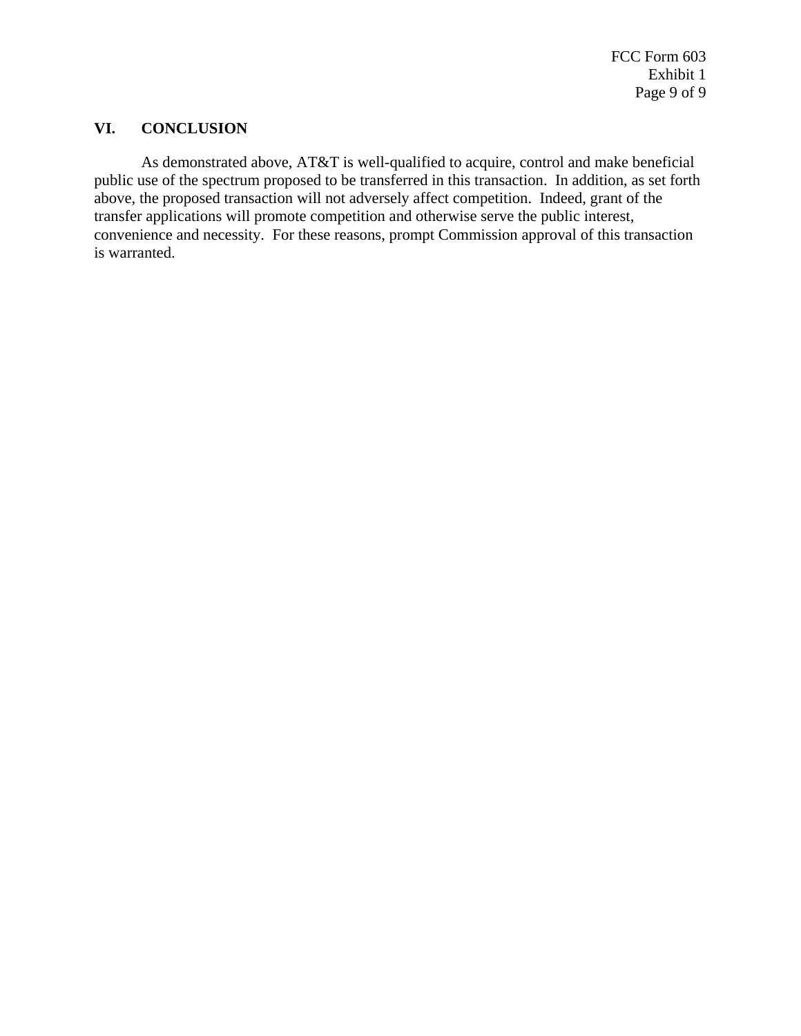## VI. CONCLUSION

As demonstrated above, AT&T is well-qualified to acquire, control and make beneficial public use of the spectrum proposed to be transferred in this transaction. In addition, as set forth above, the proposed transaction will not adversely affect competition. Indeed, grant of the transfer applications will promote competition and otherwise serve the public interest, convenience and necessity. For these reasons, prompt Commission approval of this transaction is warranted.